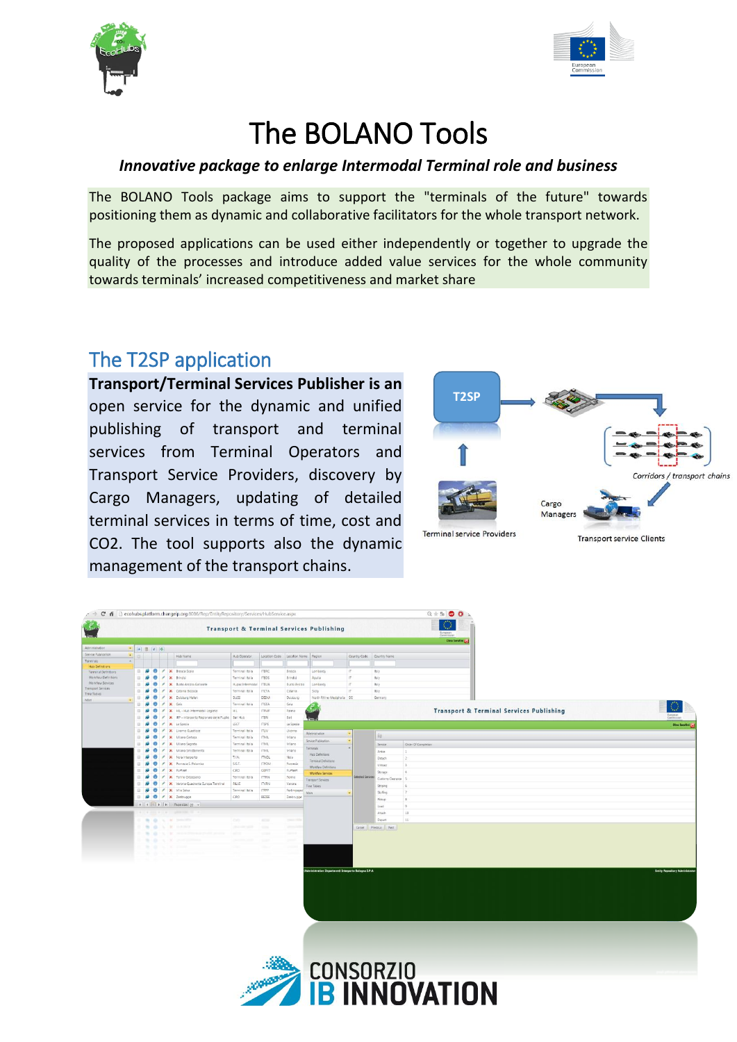# The BOLANO Tools

***Innovative package to enlarge Intermodal Terminal role and business***

The BOLANO Tools package aims to support the "terminals of the future" towards positioning them as dynamic and collaborative facilitators for the whole transport network.

The proposed applications can be used either independently or together to upgrade the quality of the processes and introduce added value services for the whole community towards terminals' increased competitiveness and market share

## The T2SP application

**Transport/Terminal Services Publisher is an** open service for the dynamic and unified publishing of transport and terminal services from Terminal Operators and Transport Service Providers, discovery by Cargo Managers, updating of detailed terminal services in terms of time, cost and CO2. The tool supports also the dynamic management of the transport chains.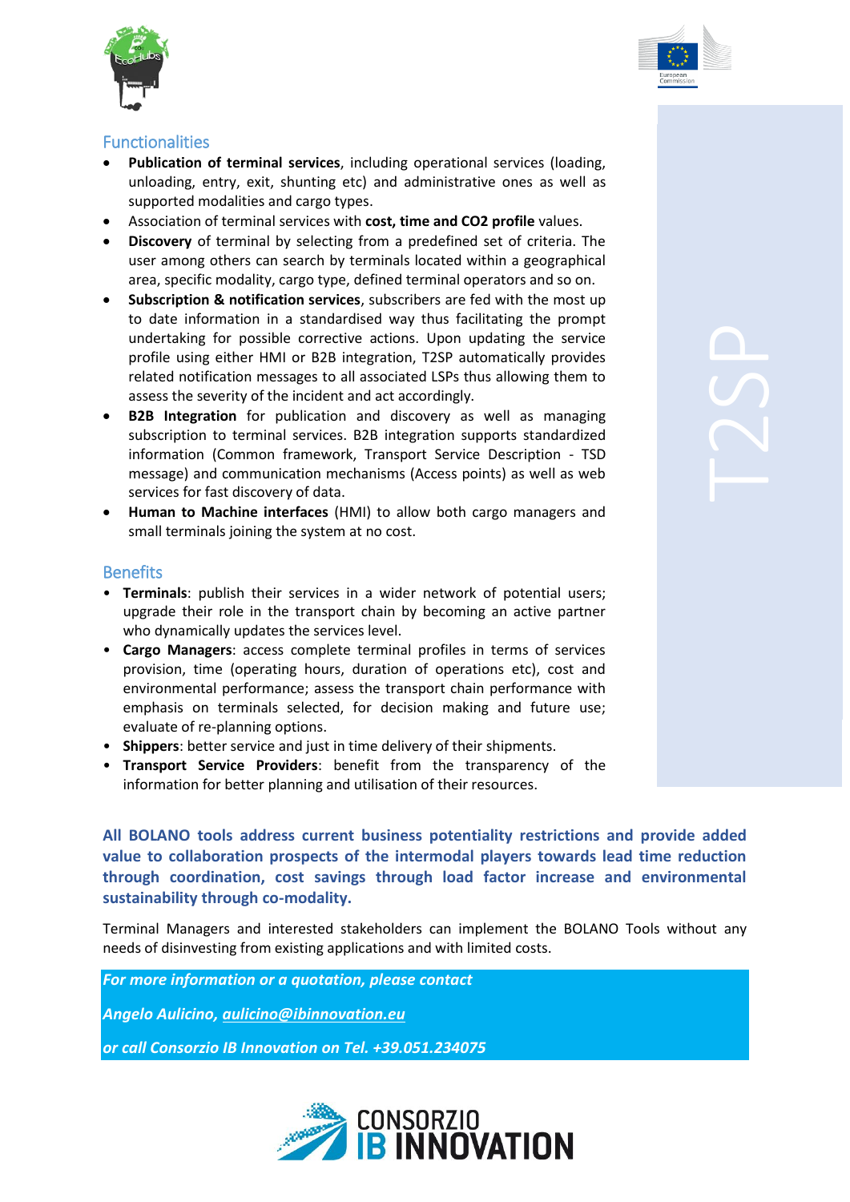## Functionalities

- **Publication of terminal services**, including operational services (loading, unloading, entry, exit, shunting etc) and administrative ones as well as supported modalities and cargo types.
- Association of terminal services with **cost, time and CO2 profile** values.
- **Discovery** of terminal by selecting from a predefined set of criteria. The user among others can search by terminals located within a geographical area, specific modality, cargo type, defined terminal operators and so on.
- **Subscription & notification services**, subscribers are fed with the most up to date information in a standardised way thus facilitating the prompt undertaking for possible corrective actions. Upon updating the service profile using either HMI or B2B integration, T2SP automatically provides related notification messages to all associated LSPs thus allowing them to assess the severity of the incident and act accordingly.
- **B2B Integration** for publication and discovery as well as managing subscription to terminal services. B2B integration supports standardized information (Common framework, Transport Service Description - TSD message) and communication mechanisms (Access points) as well as web services for fast discovery of data.
- **Human to Machine interfaces** (HMI) to allow both cargo managers and small terminals joining the system at no cost.

## Benefits

- **Terminals**: publish their services in a wider network of potential users; upgrade their role in the transport chain by becoming an active partner who dynamically updates the services level.
- **Cargo Managers**: access complete terminal profiles in terms of services provision, time (operating hours, duration of operations etc), cost and environmental performance; assess the transport chain performance with emphasis on terminals selected, for decision making and future use; evaluate of re-planning options.
- **Shippers**: better service and just in time delivery of their shipments.
- **Transport Service Providers**: benefit from the transparency of the information for better planning and utilisation of their resources.

T2SP

**All BOLANO tools address current business potentiality restrictions and provide added value to collaboration prospects of the intermodal players towards lead time reduction through coordination, cost savings through load factor increase and environmental sustainability through co-modality.**

Terminal Managers and interested stakeholders can implement the BOLANO Tools without any needs of disinvesting from existing applications and with limited costs.

***For more information or a quotation, please contact***

***Angelo Aulicino, aulicino@ibinnovation.eu***

***or call Consorzio IB Innovation on Tel. +39.051.234075***

CONSORZIO IB INNOVATION